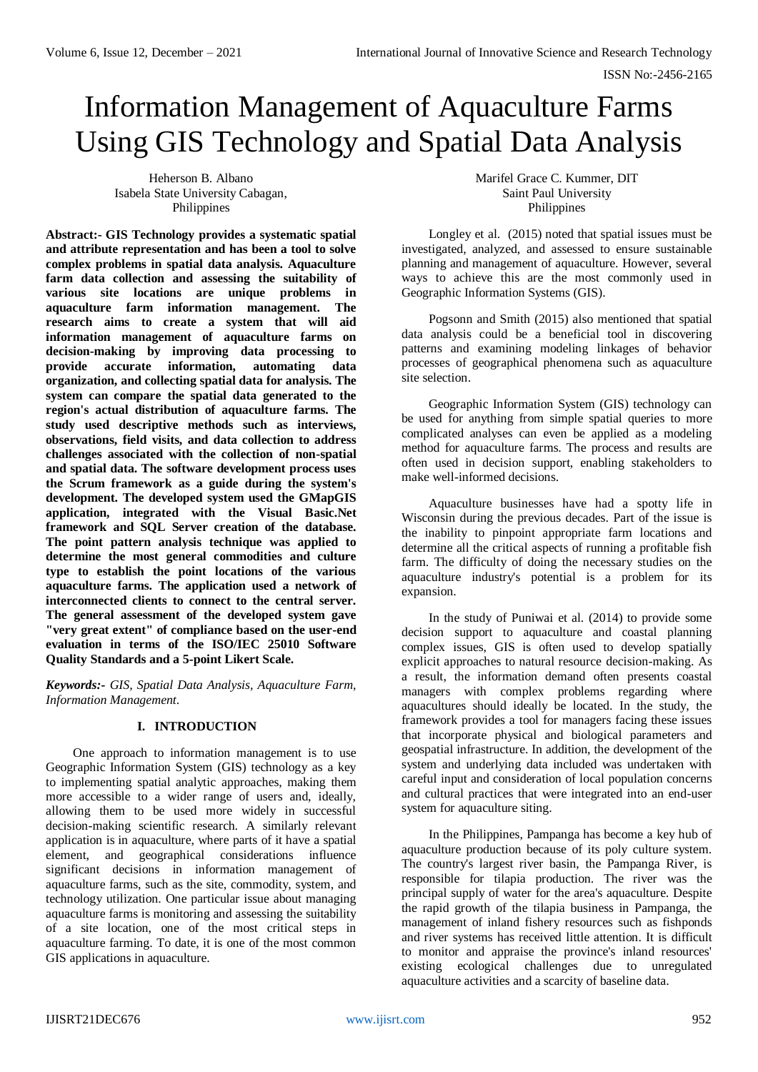# Information Management of Aquaculture Farms Using GIS Technology and Spatial Data Analysis

Heherson B. Albano
Isabela State University Cabagan,
Philippines

Marifel Grace C. Kummer, DIT
Saint Paul University
Philippines

**Abstract:- GIS Technology provides a systematic spatial and attribute representation and has been a tool to solve complex problems in spatial data analysis. Aquaculture farm data collection and assessing the suitability of various site locations are unique problems in aquaculture farm information management. The research aims to create a system that will aid information management of aquaculture farms on decision-making by improving data processing to provide accurate information, automating data organization, and collecting spatial data for analysis. The system can compare the spatial data generated to the region's actual distribution of aquaculture farms. The study used descriptive methods such as interviews, observations, field visits, and data collection to address challenges associated with the collection of non-spatial and spatial data. The software development process uses the Scrum framework as a guide during the system's development. The developed system used the GMapGIS application, integrated with the Visual Basic.Net framework and SQL Server creation of the database. The point pattern analysis technique was applied to determine the most general commodities and culture type to establish the point locations of the various aquaculture farms. The application used a network of interconnected clients to connect to the central server. The general assessment of the developed system gave "very great extent" of compliance based on the user-end evaluation in terms of the ISO/IEC 25010 Software Quality Standards and a 5-point Likert Scale.**

***Keywords:-*** *GIS, Spatial Data Analysis, Aquaculture Farm, Information Management.*

## I. INTRODUCTION

One approach to information management is to use Geographic Information System (GIS) technology as a key to implementing spatial analytic approaches, making them more accessible to a wider range of users and, ideally, allowing them to be used more widely in successful decision-making scientific research. A similarly relevant application is in aquaculture, where parts of it have a spatial element, and geographical considerations influence significant decisions in information management of aquaculture farms, such as the site, commodity, system, and technology utilization. One particular issue about managing aquaculture farms is monitoring and assessing the suitability of a site location, one of the most critical steps in aquaculture farming. To date, it is one of the most common GIS applications in aquaculture.

Longley et al. (2015) noted that spatial issues must be investigated, analyzed, and assessed to ensure sustainable planning and management of aquaculture. However, several ways to achieve this are the most commonly used in Geographic Information Systems (GIS).

Pogsonn and Smith (2015) also mentioned that spatial data analysis could be a beneficial tool in discovering patterns and examining modeling linkages of behavior processes of geographical phenomena such as aquaculture site selection.

Geographic Information System (GIS) technology can be used for anything from simple spatial queries to more complicated analyses can even be applied as a modeling method for aquaculture farms. The process and results are often used in decision support, enabling stakeholders to make well-informed decisions.

Aquaculture businesses have had a spotty life in Wisconsin during the previous decades. Part of the issue is the inability to pinpoint appropriate farm locations and determine all the critical aspects of running a profitable fish farm. The difficulty of doing the necessary studies on the aquaculture industry's potential is a problem for its expansion.

In the study of Puniwai et al. (2014) to provide some decision support to aquaculture and coastal planning complex issues, GIS is often used to develop spatially explicit approaches to natural resource decision-making. As a result, the information demand often presents coastal managers with complex problems regarding where aquacultures should ideally be located. In the study, the framework provides a tool for managers facing these issues that incorporate physical and biological parameters and geospatial infrastructure. In addition, the development of the system and underlying data included was undertaken with careful input and consideration of local population concerns and cultural practices that were integrated into an end-user system for aquaculture siting.

In the Philippines, Pampanga has become a key hub of aquaculture production because of its poly culture system. The country's largest river basin, the Pampanga River, is responsible for tilapia production. The river was the principal supply of water for the area's aquaculture. Despite the rapid growth of the tilapia business in Pampanga, the management of inland fishery resources such as fishponds and river systems has received little attention. It is difficult to monitor and appraise the province's inland resources' existing ecological challenges due to unregulated aquaculture activities and a scarcity of baseline data.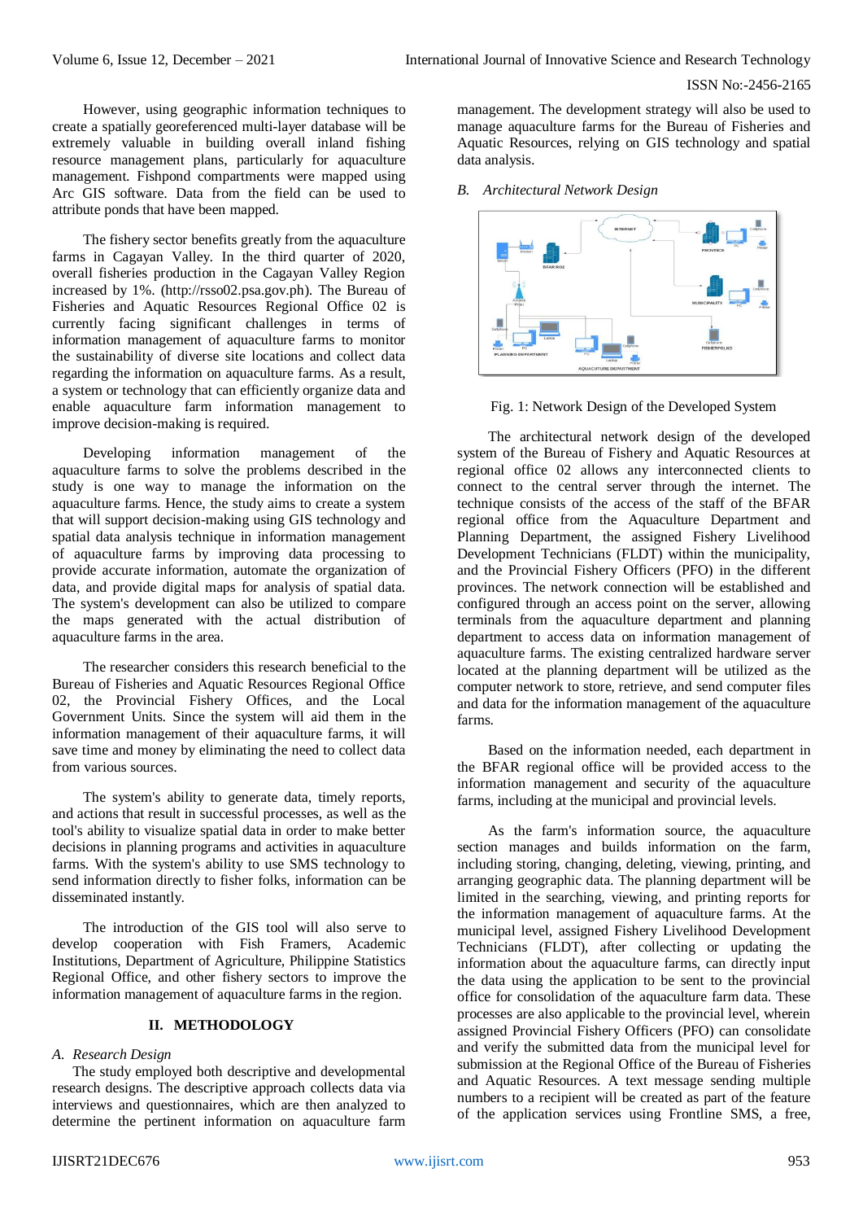However, using geographic information techniques to create a spatially georeferenced multi-layer database will be extremely valuable in building overall inland fishing resource management plans, particularly for aquaculture management. Fishpond compartments were mapped using Arc GIS software. Data from the field can be used to attribute ponds that have been mapped.

The fishery sector benefits greatly from the aquaculture farms in Cagayan Valley. In the third quarter of 2020, overall fisheries production in the Cagayan Valley Region increased by 1%. (http://rsso02.psa.gov.ph). The Bureau of Fisheries and Aquatic Resources Regional Office 02 is currently facing significant challenges in terms of information management of aquaculture farms to monitor the sustainability of diverse site locations and collect data regarding the information on aquaculture farms. As a result, a system or technology that can efficiently organize data and enable aquaculture farm information management to improve decision-making is required.

Developing information management of the aquaculture farms to solve the problems described in the study is one way to manage the information on the aquaculture farms. Hence, the study aims to create a system that will support decision-making using GIS technology and spatial data analysis technique in information management of aquaculture farms by improving data processing to provide accurate information, automate the organization of data, and provide digital maps for analysis of spatial data. The system's development can also be utilized to compare the maps generated with the actual distribution of aquaculture farms in the area.

The researcher considers this research beneficial to the Bureau of Fisheries and Aquatic Resources Regional Office 02, the Provincial Fishery Offices, and the Local Government Units. Since the system will aid them in the information management of their aquaculture farms, it will save time and money by eliminating the need to collect data from various sources.

The system's ability to generate data, timely reports, and actions that result in successful processes, as well as the tool's ability to visualize spatial data in order to make better decisions in planning programs and activities in aquaculture farms. With the system's ability to use SMS technology to send information directly to fisher folks, information can be disseminated instantly.

The introduction of the GIS tool will also serve to develop cooperation with Fish Framers, Academic Institutions, Department of Agriculture, Philippine Statistics Regional Office, and other fishery sectors to improve the information management of aquaculture farms in the region.

## II. METHODOLOGY

### *A. Research Design*

The study employed both descriptive and developmental research designs. The descriptive approach collects data via interviews and questionnaires, which are then analyzed to determine the pertinent information on aquaculture farm management. The development strategy will also be used to manage aquaculture farms for the Bureau of Fisheries and Aquatic Resources, relying on GIS technology and spatial data analysis.

### *B. Architectural Network Design*

Fig. 1: Network Design of the Developed System

The architectural network design of the developed system of the Bureau of Fishery and Aquatic Resources at regional office 02 allows any interconnected clients to connect to the central server through the internet. The technique consists of the access of the staff of the BFAR regional office from the Aquaculture Department and Planning Department, the assigned Fishery Livelihood Development Technicians (FLDT) within the municipality, and the Provincial Fishery Officers (PFO) in the different provinces. The network connection will be established and configured through an access point on the server, allowing terminals from the aquaculture department and planning department to access data on information management of aquaculture farms. The existing centralized hardware server located at the planning department will be utilized as the computer network to store, retrieve, and send computer files and data for the information management of the aquaculture farms.

Based on the information needed, each department in the BFAR regional office will be provided access to the information management and security of the aquaculture farms, including at the municipal and provincial levels.

As the farm's information source, the aquaculture section manages and builds information on the farm, including storing, changing, deleting, viewing, printing, and arranging geographic data. The planning department will be limited in the searching, viewing, and printing reports for the information management of aquaculture farms. At the municipal level, assigned Fishery Livelihood Development Technicians (FLDT), after collecting or updating the information about the aquaculture farms, can directly input the data using the application to be sent to the provincial office for consolidation of the aquaculture farm data. These processes are also applicable to the provincial level, wherein assigned Provincial Fishery Officers (PFO) can consolidate and verify the submitted data from the municipal level for submission at the Regional Office of the Bureau of Fisheries and Aquatic Resources. A text message sending multiple numbers to a recipient will be created as part of the feature of the application services using Frontline SMS, a free,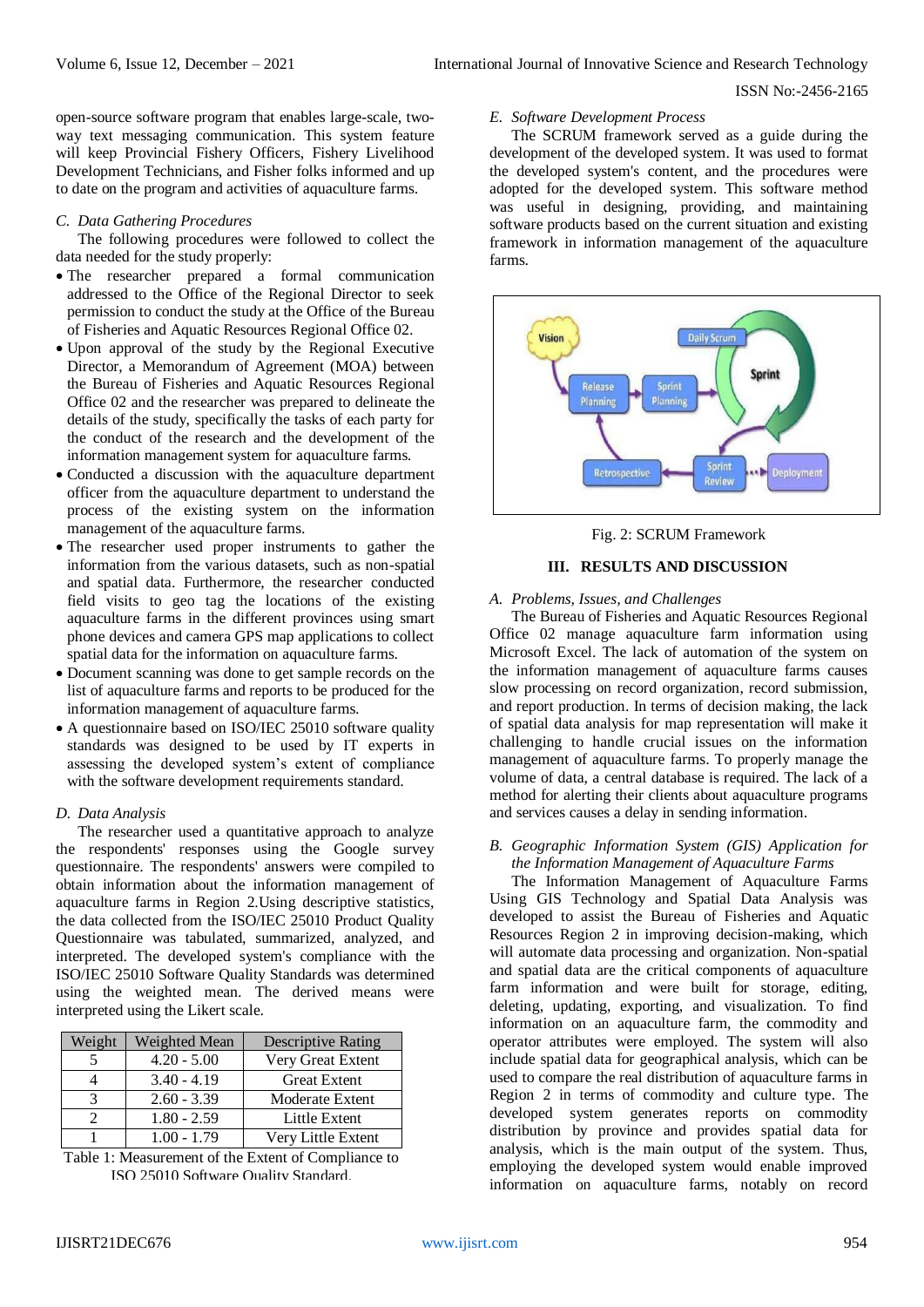open-source software program that enables large-scale, two-way text messaging communication. This system feature will keep Provincial Fishery Officers, Fishery Livelihood Development Technicians, and Fisher folks informed and up to date on the program and activities of aquaculture farms.

### *C. Data Gathering Procedures*

The following procedures were followed to collect the data needed for the study properly:

- The researcher prepared a formal communication addressed to the Office of the Regional Director to seek permission to conduct the study at the Office of the Bureau of Fisheries and Aquatic Resources Regional Office 02.
- Upon approval of the study by the Regional Executive Director, a Memorandum of Agreement (MOA) between the Bureau of Fisheries and Aquatic Resources Regional Office 02 and the researcher was prepared to delineate the details of the study, specifically the tasks of each party for the conduct of the research and the development of the information management system for aquaculture farms.
- Conducted a discussion with the aquaculture department officer from the aquaculture department to understand the process of the existing system on the information management of the aquaculture farms.
- The researcher used proper instruments to gather the information from the various datasets, such as non-spatial and spatial data. Furthermore, the researcher conducted field visits to geo tag the locations of the existing aquaculture farms in the different provinces using smart phone devices and camera GPS map applications to collect spatial data for the information on aquaculture farms.
- Document scanning was done to get sample records on the list of aquaculture farms and reports to be produced for the information management of aquaculture farms.
- A questionnaire based on ISO/IEC 25010 software quality standards was designed to be used by IT experts in assessing the developed system's extent of compliance with the software development requirements standard.

### *D. Data Analysis*

The researcher used a quantitative approach to analyze the respondents' responses using the Google survey questionnaire. The respondents' answers were compiled to obtain information about the information management of aquaculture farms in Region 2.Using descriptive statistics, the data collected from the ISO/IEC 25010 Product Quality Questionnaire was tabulated, summarized, analyzed, and interpreted. The developed system's compliance with the ISO/IEC 25010 Software Quality Standards was determined using the weighted mean. The derived means were interpreted using the Likert scale.

| Weight | Weighted Mean | Descriptive Rating |
|---|---|---|
| 5 | 4.20 - 5.00 | Very Great Extent |
| 4 | 3.40 - 4.19 | Great Extent |
| 3 | 2.60 - 3.39 | Moderate Extent |
| 2 | 1.80 - 2.59 | Little Extent |
| 1 | 1.00 - 1.79 | Very Little Extent |

Table 1: Measurement of the Extent of Compliance to ISO 25010 Software Quality Standard.

### *E. Software Development Process*

The SCRUM framework served as a guide during the development of the developed system. It was used to format the developed system's content, and the procedures were adopted for the developed system. This software method was useful in designing, providing, and maintaining software products based on the current situation and existing framework in information management of the aquaculture farms.

Fig. 2: SCRUM Framework

## III. RESULTS AND DISCUSSION

### *A. Problems, Issues, and Challenges*

The Bureau of Fisheries and Aquatic Resources Regional Office 02 manage aquaculture farm information using Microsoft Excel. The lack of automation of the system on the information management of aquaculture farms causes slow processing on record organization, record submission, and report production. In terms of decision making, the lack of spatial data analysis for map representation will make it challenging to handle crucial issues on the information management of aquaculture farms. To properly manage the volume of data, a central database is required. The lack of a method for alerting their clients about aquaculture programs and services causes a delay in sending information.

### *B. Geographic Information System (GIS) Application for the Information Management of Aquaculture Farms*

The Information Management of Aquaculture Farms Using GIS Technology and Spatial Data Analysis was developed to assist the Bureau of Fisheries and Aquatic Resources Region 2 in improving decision-making, which will automate data processing and organization. Non-spatial and spatial data are the critical components of aquaculture farm information and were built for storage, editing, deleting, updating, exporting, and visualization. To find information on an aquaculture farm, the commodity and operator attributes were employed. The system will also include spatial data for geographical analysis, which can be used to compare the real distribution of aquaculture farms in Region 2 in terms of commodity and culture type. The developed system generates reports on commodity distribution by province and provides spatial data for analysis, which is the main output of the system. Thus, employing the developed system would enable improved information on aquaculture farms, notably on record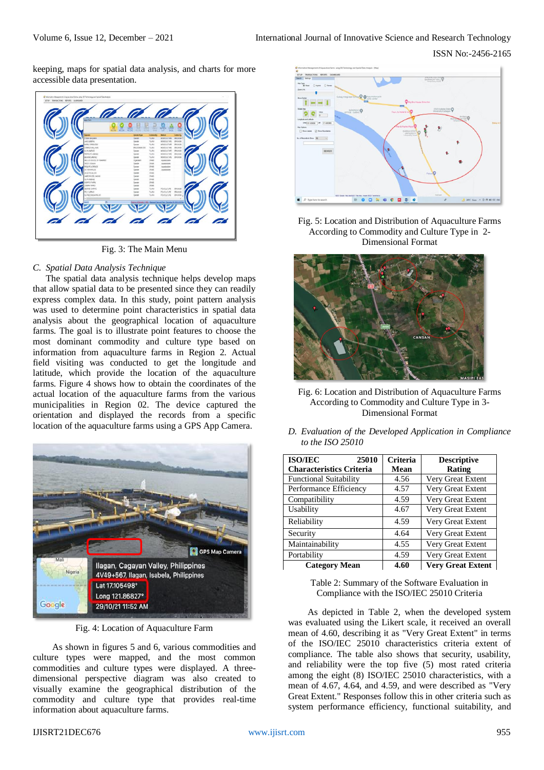keeping, maps for spatial data analysis, and charts for more accessible data presentation.

Fig. 3: The Main Menu

### C. *Spatial Data Analysis Technique*

The spatial data analysis technique helps develop maps that allow spatial data to be presented since they can readily express complex data. In this study, point pattern analysis was used to determine point characteristics in spatial data analysis about the geographical location of aquaculture farms. The goal is to illustrate point features to choose the most dominant commodity and culture type based on information from aquaculture farms in Region 2. Actual field visiting was conducted to get the longitude and latitude, which provide the location of the aquaculture farms. Figure 4 shows how to obtain the coordinates of the actual location of the aquaculture farms from the various municipalities in Region 02. The device captured the orientation and displayed the records from a specific location of the aquaculture farms using a GPS App Camera.

Fig. 4: Location of Aquaculture Farm

As shown in figures 5 and 6, various commodities and culture types were mapped, and the most common commodities and culture types were displayed. A three-dimensional perspective diagram was also created to visually examine the geographical distribution of the commodity and culture type that provides real-time information about aquaculture farms.

Fig. 5: Location and Distribution of Aquaculture Farms According to Commodity and Culture Type in 2-Dimensional Format

Fig. 6: Location and Distribution of Aquaculture Farms According to Commodity and Culture Type in 3-Dimensional Format

### D. *Evaluation of the Developed Application in Compliance to the ISO 25010*

| ISO/IEC 25010 Characteristics Criteria | Criteria Mean | Descriptive Rating |
|---|---|---|
| Functional Suitability | 4.56 | Very Great Extent |
| Performance Efficiency | 4.57 | Very Great Extent |
| Compatibility | 4.59 | Very Great Extent |
| Usability | 4.67 | Very Great Extent |
| Reliability | 4.59 | Very Great Extent |
| Security | 4.64 | Very Great Extent |
| Maintainability | 4.55 | Very Great Extent |
| Portability | 4.59 | Very Great Extent |
| **Category Mean** | **4.60** | **Very Great Extent** |

Table 2: Summary of the Software Evaluation in Compliance with the ISO/IEC 25010 Criteria

As depicted in Table 2, when the developed system was evaluated using the Likert scale, it received an overall mean of 4.60, describing it as "Very Great Extent" in terms of the ISO/IEC 25010 characteristics criteria extent of compliance. The table also shows that security, usability, and reliability were the top five (5) most rated criteria among the eight (8) ISO/IEC 25010 characteristics, with a mean of 4.67, 4.64, and 4.59, and were described as "Very Great Extent." Responses follow this in other criteria such as system performance efficiency, functional suitability, and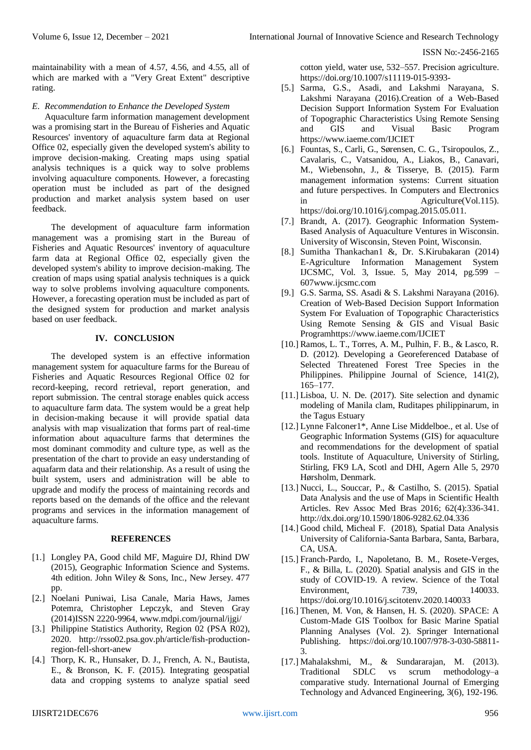maintainability with a mean of 4.57, 4.56, and 4.55, all of which are marked with a "Very Great Extent" descriptive rating.

### *E. Recommendation to Enhance the Developed System*

Aquaculture farm information management development was a promising start in the Bureau of Fisheries and Aquatic Resources' inventory of aquaculture farm data at Regional Office 02, especially given the developed system's ability to improve decision-making. Creating maps using spatial analysis techniques is a quick way to solve problems involving aquaculture components. However, a forecasting operation must be included as part of the designed production and market analysis system based on user feedback.

The development of aquaculture farm information management was a promising start in the Bureau of Fisheries and Aquatic Resources' inventory of aquaculture farm data at Regional Office 02, especially given the developed system's ability to improve decision-making. The creation of maps using spatial analysis techniques is a quick way to solve problems involving aquaculture components. However, a forecasting operation must be included as part of the designed system for production and market analysis based on user feedback.

## IV. CONCLUSION

The developed system is an effective information management system for aquaculture farms for the Bureau of Fisheries and Aquatic Resources Regional Office 02 for record-keeping, record retrieval, report generation, and report submission. The central storage enables quick access to aquaculture farm data. The system would be a great help in decision-making because it will provide spatial data analysis with map visualization that forms part of real-time information about aquaculture farms that determines the most dominant commodity and culture type, as well as the presentation of the chart to provide an easy understanding of aquafarm data and their relationship. As a result of using the built system, users and administration will be able to upgrade and modify the process of maintaining records and reports based on the demands of the office and the relevant programs and services in the information management of aquaculture farms.

## REFERENCES

- [1.] Longley PA, Good child MF, Maguire DJ, Rhind DW (2015), Geographic Information Science and Systems. 4th edition. John Wiley & Sons, Inc., New Jersey. 477 pp.
- [2.] Noelani Puniwai, Lisa Canale, Maria Haws, James Potemra, Christopher Lepczyk, and Steven Gray (2014)ISSN 2220-9964, www.mdpi.com/journal/ijgi/
- [3.] Philippine Statistics Authority, Region 02 (PSA R02), 2020. http://rsso02.psa.gov.ph/article/fish-production-region-fell-short-anew
- [4.] Thorp, K. R., Hunsaker, D. J., French, A. N., Bautista, E., & Bronson, K. F. (2015). Integrating geospatial data and cropping systems to analyze spatial seed cotton yield, water use, 532–557. Precision agriculture. https://doi.org/10.1007/s11119-015-9393-
- [5.] Sarma, G.S., Asadi, and Lakshmi Narayana, S. Lakshmi Narayana (2016).Creation of a Web-Based Decision Support Information System For Evaluation of Topographic Characteristics Using Remote Sensing and GIS and Visual Basic Program https://www.iaeme.com/IJCIET
- [6.] Fountas, S., Carli, G., Sørensen, C. G., Tsiropoulos, Z., Cavalaris, C., Vatsanidou, A., Liakos, B., Canavari, M., Wiebensohn, J., & Tisserye, B. (2015). Farm management information systems: Current situation and future perspectives. In Computers and Electronics in Agriculture(Vol.115). https://doi.org/10.1016/j.compag.2015.05.011.
- [7.] Brandt, A. (2017). Geographic Information System-Based Analysis of Aquaculture Ventures in Wisconsin. University of Wisconsin, Steven Point, Wisconsin.
- [8.] Sumitha Thankachan1 &, Dr. S.Kirubakaran (2014) E-Agriculture Information Management System IJCSMC, Vol. 3, Issue. 5, May 2014, pg.599 – 607www.ijcsmc.com
- [9.] G.S. Sarma, SS. Asadi & S. Lakshmi Narayana (2016). Creation of Web-Based Decision Support Information System For Evaluation of Topographic Characteristics Using Remote Sensing & GIS and Visual Basic Programhttps://www.iaeme.com/IJCIET
- [10.] Ramos, L. T., Torres, A. M., Pulhin, F. B., & Lasco, R. D. (2012). Developing a Georeferenced Database of Selected Threatened Forest Tree Species in the Philippines. Philippine Journal of Science, 141(2), 165–177.
- [11.] Lisboa, U. N. De. (2017). Site selection and dynamic modeling of Manila clam, Ruditapes philippinarum, in the Tagus Estuary
- [12.] Lynne Falconer1*, Anne Lise Middelboe., et al. Use of Geographic Information Systems (GIS) for aquaculture and recommendations for the development of spatial tools. Institute of Aquaculture, University of Stirling, Stirling, FK9 LA, Scotl and DHI, Agern Alle 5, 2970 Hørsholm, Denmark.
- [13.] Nucci, L., Souccar, P., & Castilho, S. (2015). Spatial Data Analysis and the use of Maps in Scientific Health Articles. Rev Assoc Med Bras 2016; 62(4):336-341. http://dx.doi.org/10.1590/1806-9282.62.04.336
- [14.] Good child, Micheal F. (2018), Spatial Data Analysis University of California-Santa Barbara, Santa, Barbara, CA, USA.
- [15.] Franch-Pardo, I., Napoletano, B. M., Rosete-Verges, F., & Billa, L. (2020). Spatial analysis and GIS in the study of COVID-19. A review. Science of the Total Environment, 739, 140033. https://doi.org/10.1016/j.scitotenv.2020.140033
- [16.] Thenen, M. Von, & Hansen, H. S. (2020). SPACE: A Custom-Made GIS Toolbox for Basic Marine Spatial Planning Analyses (Vol. 2). Springer International Publishing. https://doi.org/10.1007/978-3-030-58811-3.
- [17.] Mahalakshmi, M., & Sundararajan, M. (2013). Traditional SDLC vs scrum methodology–a comparative study. International Journal of Emerging Technology and Advanced Engineering, 3(6), 192-196.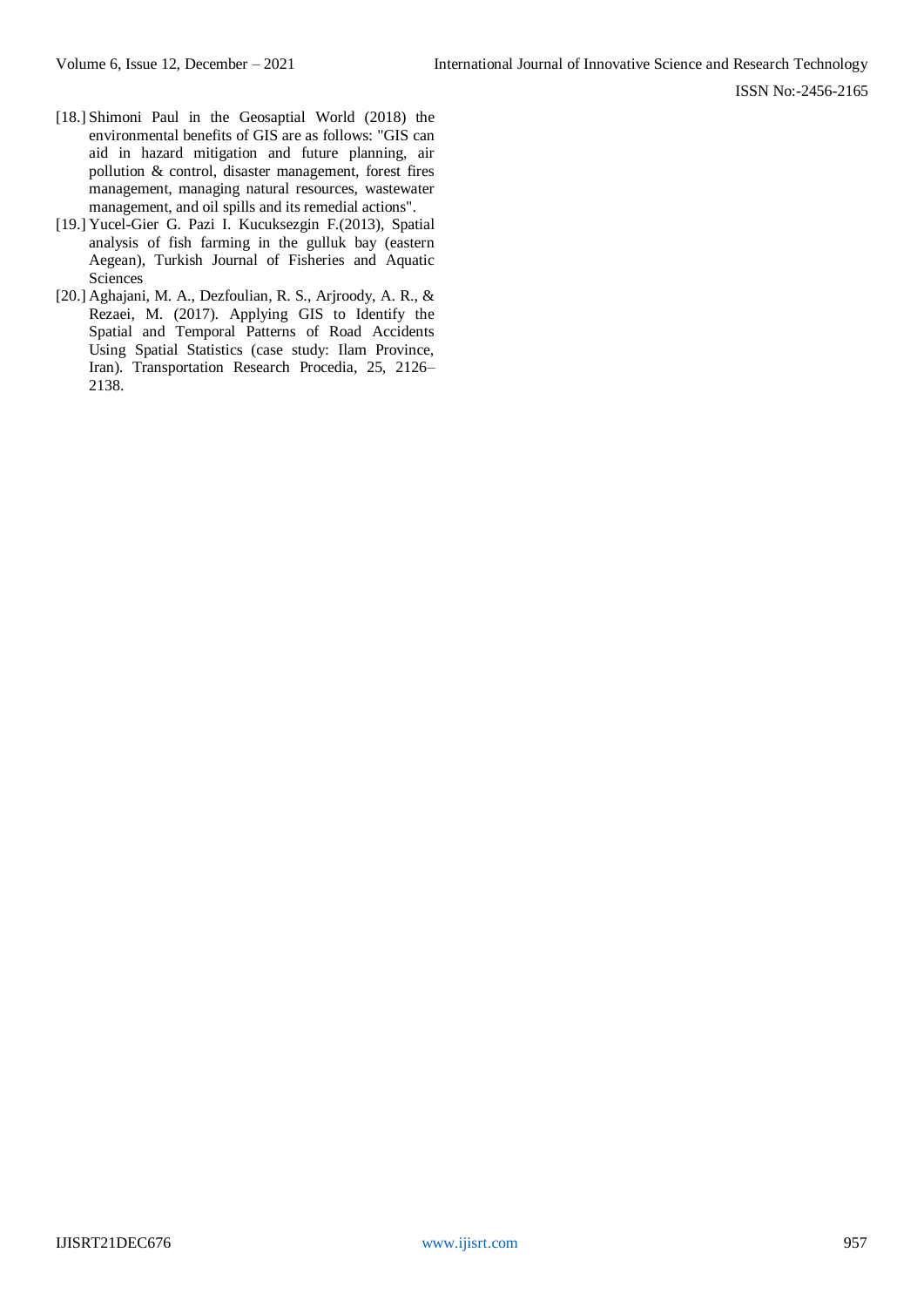[18.] Shimoni Paul in the Geosaptial World (2018) the environmental benefits of GIS are as follows: "GIS can aid in hazard mitigation and future planning, air pollution & control, disaster management, forest fires management, managing natural resources, wastewater management, and oil spills and its remedial actions".

[19.] Yucel-Gier G. Pazi I. Kucuksezgin F.(2013), Spatial analysis of fish farming in the gulluk bay (eastern Aegean), Turkish Journal of Fisheries and Aquatic Sciences

[20.] Aghajani, M. A., Dezfoulian, R. S., Arjroody, A. R., & Rezaei, M. (2017). Applying GIS to Identify the Spatial and Temporal Patterns of Road Accidents Using Spatial Statistics (case study: Ilam Province, Iran). Transportation Research Procedia, 25, 2126–2138.